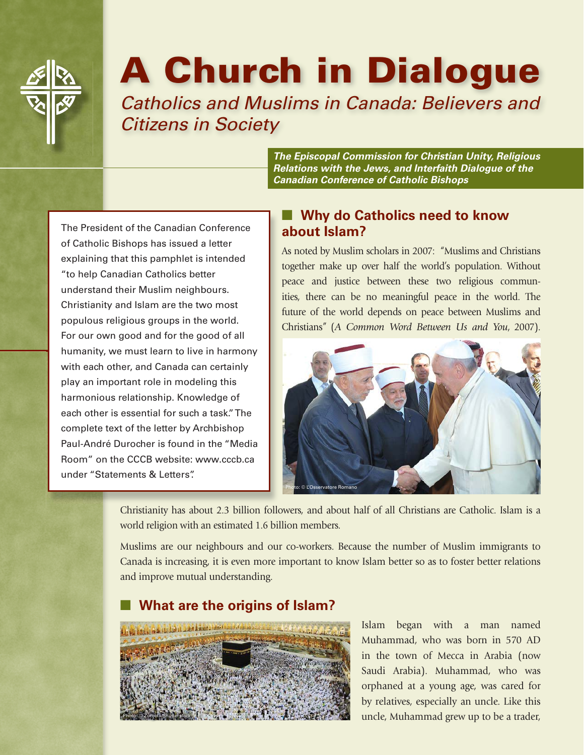// Page 1 of 8 · document 2dd7e76fce12

# A Church in Dialogue

*Catholics and Muslims in Canada: Believers and Citizens in Society*

***The Episcopal Commission for Christian Unity, Religious Relations with the Jews, and Interfaith Dialogue of the Canadian Conference of Catholic Bishops***

The President of the Canadian Conference of Catholic Bishops has issued a letter explaining that this pamphlet is intended "to help Canadian Catholics better understand their Muslim neighbours. Christianity and Islam are the two most populous religious groups in the world. For our own good and for the good of all humanity, we must learn to live in harmony with each other, and Canada can certainly play an important role in modeling this harmonious relationship. Knowledge of each other is essential for such a task." The complete text of the letter by Archbishop Paul-André Durocher is found in the "Media Room" on the CCCB website: www.cccb.ca under "Statements & Letters".

## Why do Catholics need to know about Islam?

As noted by Muslim scholars in 2007: "Muslims and Christians together make up over half the world's population. Without peace and justice between these two religious communities, there can be no meaningful peace in the world. The future of the world depends on peace between Muslims and Christians" (*A Common Word Between Us and You*, 2007).

Photo: © L'Osservatore Romano

Christianity has about 2.3 billion followers, and about half of all Christians are Catholic. Islam is a world religion with an estimated 1.6 billion members.

Muslims are our neighbours and our co-workers. Because the number of Muslim immigrants to Canada is increasing, it is even more important to know Islam better so as to foster better relations and improve mutual understanding.

## What are the origins of Islam?

Photo: © Zurijeta/Shutterstock

Islam began with a man named Muhammad, who was born in 570 AD in the town of Mecca in Arabia (now Saudi Arabia). Muhammad, who was orphaned at a young age, was cared for by relatives, especially an uncle. Like this uncle, Muhammad grew up to be a trader,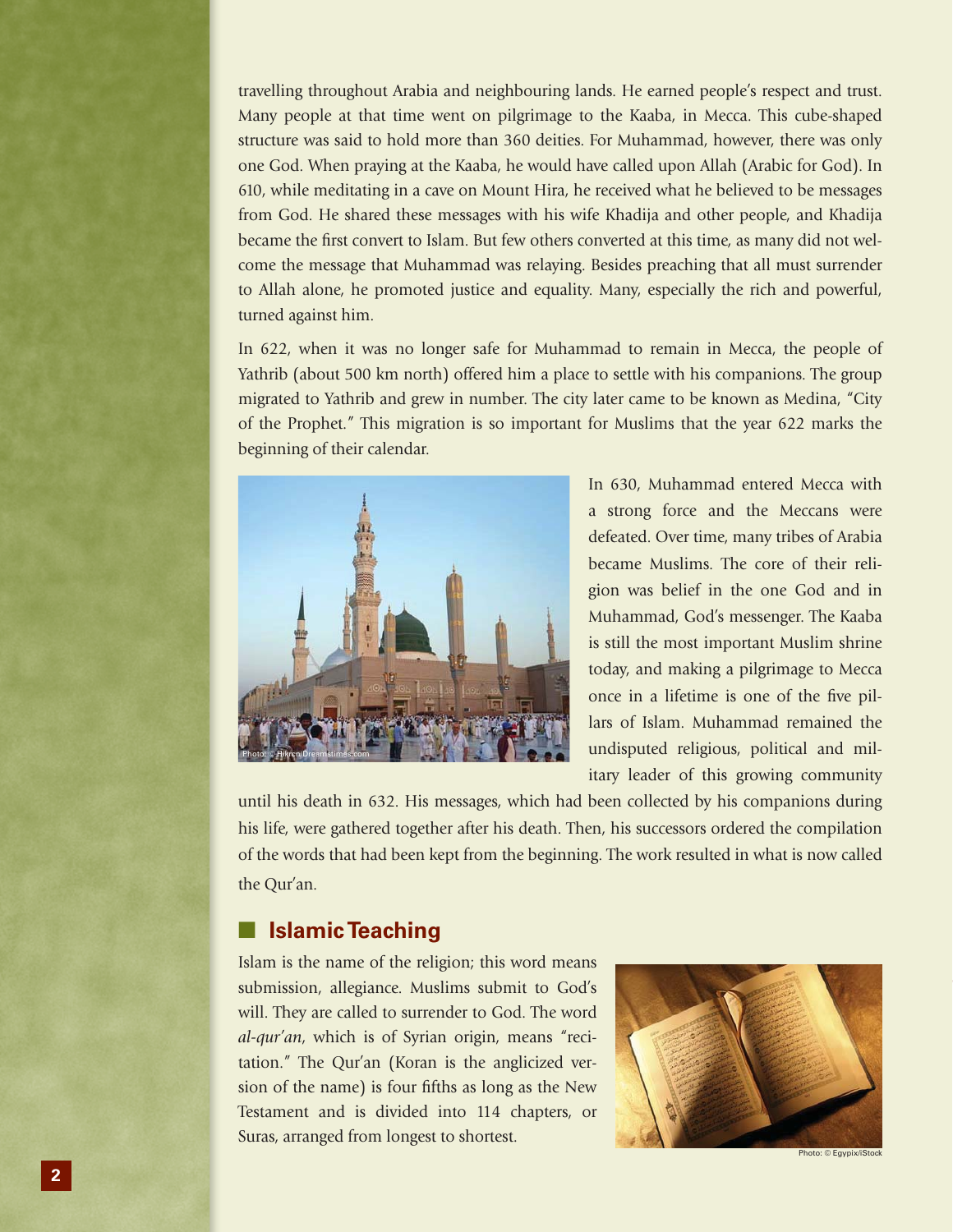travelling throughout Arabia and neighbouring lands. He earned people's respect and trust. Many people at that time went on pilgrimage to the Kaaba, in Mecca. This cube-shaped structure was said to hold more than 360 deities. For Muhammad, however, there was only one God. When praying at the Kaaba, he would have called upon Allah (Arabic for God). In 610, while meditating in a cave on Mount Hira, he received what he believed to be messages from God. He shared these messages with his wife Khadija and other people, and Khadija became the first convert to Islam. But few others converted at this time, as many did not welcome the message that Muhammad was relaying. Besides preaching that all must surrender to Allah alone, he promoted justice and equality. Many, especially the rich and powerful, turned against him.

In 622, when it was no longer safe for Muhammad to remain in Mecca, the people of Yathrib (about 500 km north) offered him a place to settle with his companions. The group migrated to Yathrib and grew in number. The city later came to be known as Medina, "City of the Prophet." This migration is so important for Muslims that the year 622 marks the beginning of their calendar.

Photo: © Hikrcn/Dreamstimes.com

In 630, Muhammad entered Mecca with a strong force and the Meccans were defeated. Over time, many tribes of Arabia became Muslims. The core of their religion was belief in the one God and in Muhammad, God's messenger. The Kaaba is still the most important Muslim shrine today, and making a pilgrimage to Mecca once in a lifetime is one of the five pillars of Islam. Muhammad remained the undisputed religious, political and military leader of this growing community until his death in 632. His messages, which had been collected by his companions during his life, were gathered together after his death. Then, his successors ordered the compilation of the words that had been kept from the beginning. The work resulted in what is now called the Qur'an.

## Islamic Teaching

Islam is the name of the religion; this word means submission, allegiance. Muslims submit to God's will. They are called to surrender to God. The word *al-qur'an*, which is of Syrian origin, means "recitation." The Qur'an (Koran is the anglicized version of the name) is four fifths as long as the New Testament and is divided into 114 chapters, or Suras, arranged from longest to shortest.

Photo: © Egypix/iStock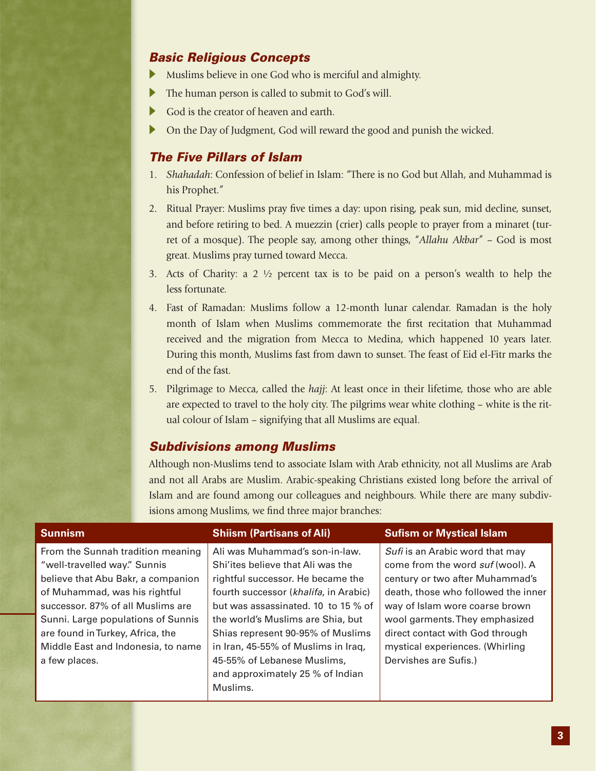### *Basic Religious Concepts*

- Muslims believe in one God who is merciful and almighty.
- The human person is called to submit to God's will.
- God is the creator of heaven and earth.
- On the Day of Judgment, God will reward the good and punish the wicked.

### *The Five Pillars of Islam*

1. *Shahadah*: Confession of belief in Islam: "There is no God but Allah, and Muhammad is his Prophet."
2. Ritual Prayer: Muslims pray five times a day: upon rising, peak sun, mid decline, sunset, and before retiring to bed. A muezzin (crier) calls people to prayer from a minaret (turret of a mosque). The people say, among other things, "*Allahu Akbar*" – God is most great. Muslims pray turned toward Mecca.
3. Acts of Charity: a 2 ½ percent tax is to be paid on a person's wealth to help the less fortunate.
4. Fast of Ramadan: Muslims follow a 12-month lunar calendar. Ramadan is the holy month of Islam when Muslims commemorate the first recitation that Muhammad received and the migration from Mecca to Medina, which happened 10 years later. During this month, Muslims fast from dawn to sunset. The feast of Eid el-Fitr marks the end of the fast.
5. Pilgrimage to Mecca, called the *hajj*: At least once in their lifetime, those who are able are expected to travel to the holy city. The pilgrims wear white clothing – white is the ritual colour of Islam – signifying that all Muslims are equal.

### *Subdivisions among Muslims*

Although non-Muslims tend to associate Islam with Arab ethnicity, not all Muslims are Arab and not all Arabs are Muslim. Arabic-speaking Christians existed long before the arrival of Islam and are found among our colleagues and neighbours. While there are many subdivisions among Muslims, we find three major branches:

| Sunnism | Shiism (Partisans of Ali) | Sufism or Mystical Islam |
|---|---|---|
| From the Sunnah tradition meaning "well-travelled way." Sunnis believe that Abu Bakr, a companion of Muhammad, was his rightful successor. 87% of all Muslims are Sunni. Large populations of Sunnis are found in Turkey, Africa, the Middle East and Indonesia, to name a few places. | Ali was Muhammad's son-in-law. Shi'ites believe that Ali was the rightful successor. He became the fourth successor (*khalifa*, in Arabic) but was assassinated. 10 to 15 % of the world's Muslims are Shia, but Shias represent 90-95% of Muslims in Iran, 45-55% of Muslims in Iraq, 45-55% of Lebanese Muslims, and approximately 25 % of Indian Muslims. | *Sufi* is an Arabic word that may come from the word *suf* (wool). A century or two after Muhammad's death, those who followed the inner way of Islam wore coarse brown wool garments. They emphasized direct contact with God through mystical experiences. (Whirling Dervishes are Sufis.) |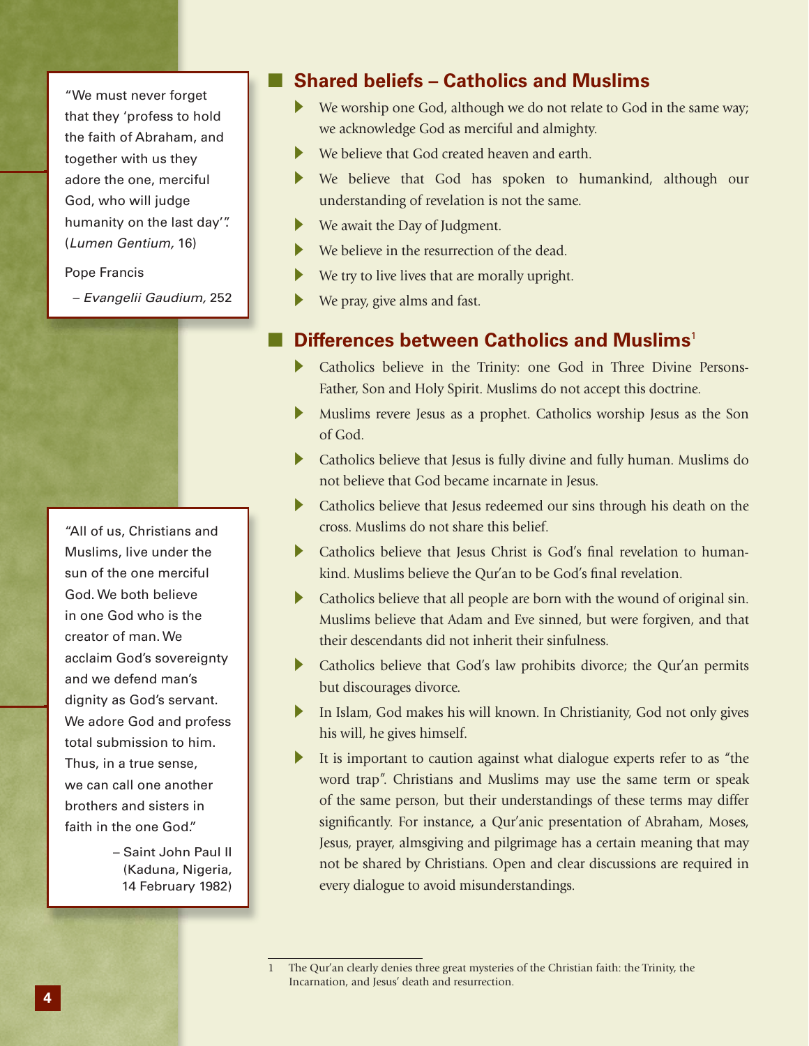> "We must never forget that they 'profess to hold the faith of Abraham, and together with us they adore the one, merciful God, who will judge humanity on the last day'". (*Lumen Gentium,* 16)
>
> Pope Francis
>
> – *Evangelii Gaudium,* 252

## Shared beliefs – Catholics and Muslims

- We worship one God, although we do not relate to God in the same way; we acknowledge God as merciful and almighty.
- We believe that God created heaven and earth.
- We believe that God has spoken to humankind, although our understanding of revelation is not the same.
- We await the Day of Judgment.
- We believe in the resurrection of the dead.
- We try to live lives that are morally upright.
- We pray, give alms and fast.

## Differences between Catholics and Muslims[1]

- Catholics believe in the Trinity: one God in Three Divine Persons-Father, Son and Holy Spirit. Muslims do not accept this doctrine.
- Muslims revere Jesus as a prophet. Catholics worship Jesus as the Son of God.
- Catholics believe that Jesus is fully divine and fully human. Muslims do not believe that God became incarnate in Jesus.
- Catholics believe that Jesus redeemed our sins through his death on the cross. Muslims do not share this belief.
- Catholics believe that Jesus Christ is God's final revelation to humankind. Muslims believe the Qur'an to be God's final revelation.
- Catholics believe that all people are born with the wound of original sin. Muslims believe that Adam and Eve sinned, but were forgiven, and that their descendants did not inherit their sinfulness.
- Catholics believe that God's law prohibits divorce; the Qur'an permits but discourages divorce.
- In Islam, God makes his will known. In Christianity, God not only gives his will, he gives himself.
- It is important to caution against what dialogue experts refer to as "the word trap". Christians and Muslims may use the same term or speak of the same person, but their understandings of these terms may differ significantly. For instance, a Qur'anic presentation of Abraham, Moses, Jesus, prayer, almsgiving and pilgrimage has a certain meaning that may not be shared by Christians. Open and clear discussions are required in every dialogue to avoid misunderstandings.

> "All of us, Christians and Muslims, live under the sun of the one merciful God. We both believe in one God who is the creator of man. We acclaim God's sovereignty and we defend man's dignity as God's servant. We adore God and profess total submission to him. Thus, in a true sense, we can call one another brothers and sisters in faith in the one God."
>
> – Saint John Paul II (Kaduna, Nigeria, 14 February 1982)

---

1 The Qur'an clearly denies three great mysteries of the Christian faith: the Trinity, the Incarnation, and Jesus' death and resurrection.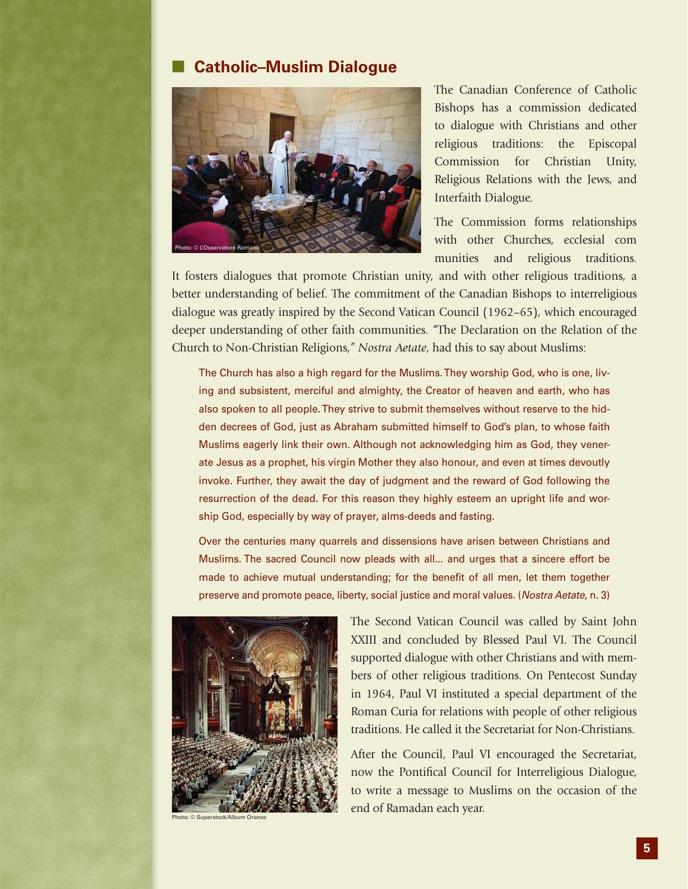## Catholic–Muslim Dialogue

Photo: © L'Osservatore Romano

The Canadian Conference of Catholic Bishops has a commission dedicated to dialogue with Christians and other religious traditions: the Episcopal Commission for Christian Unity, Religious Relations with the Jews, and Interfaith Dialogue.

The Commission forms relationships with other Churches, ecclesial communities and religious traditions. It fosters dialogues that promote Christian unity, and with other religious traditions, a better understanding of belief. The commitment of the Canadian Bishops to interreligious dialogue was greatly inspired by the Second Vatican Council (1962–65), which encouraged deeper understanding of other faith communities. "The Declaration on the Relation of the Church to Non-Christian Religions," *Nostra Aetate*, had this to say about Muslims:

> The Church has also a high regard for the Muslims. They worship God, who is one, living and subsistent, merciful and almighty, the Creator of heaven and earth, who has also spoken to all people. They strive to submit themselves without reserve to the hidden decrees of God, just as Abraham submitted himself to God's plan, to whose faith Muslims eagerly link their own. Although not acknowledging him as God, they venerate Jesus as a prophet, his virgin Mother they also honour, and even at times devoutly invoke. Further, they await the day of judgment and the reward of God following the resurrection of the dead. For this reason they highly esteem an upright life and worship God, especially by way of prayer, alms-deeds and fasting.
>
> Over the centuries many quarrels and dissensions have arisen between Christians and Muslims. The sacred Council now pleads with all... and urges that a sincere effort be made to achieve mutual understanding; for the benefit of all men, let them together preserve and promote peace, liberty, social justice and moral values. (*Nostra Aetate*, n. 3)

Photo: © Superstock/Album Oronoz

The Second Vatican Council was called by Saint John XXIII and concluded by Blessed Paul VI. The Council supported dialogue with other Christians and with members of other religious traditions. On Pentecost Sunday in 1964, Paul VI instituted a special department of the Roman Curia for relations with people of other religious traditions. He called it the Secretariat for Non-Christians.

After the Council, Paul VI encouraged the Secretariat, now the Pontifical Council for Interreligious Dialogue, to write a message to Muslims on the occasion of the end of Ramadan each year.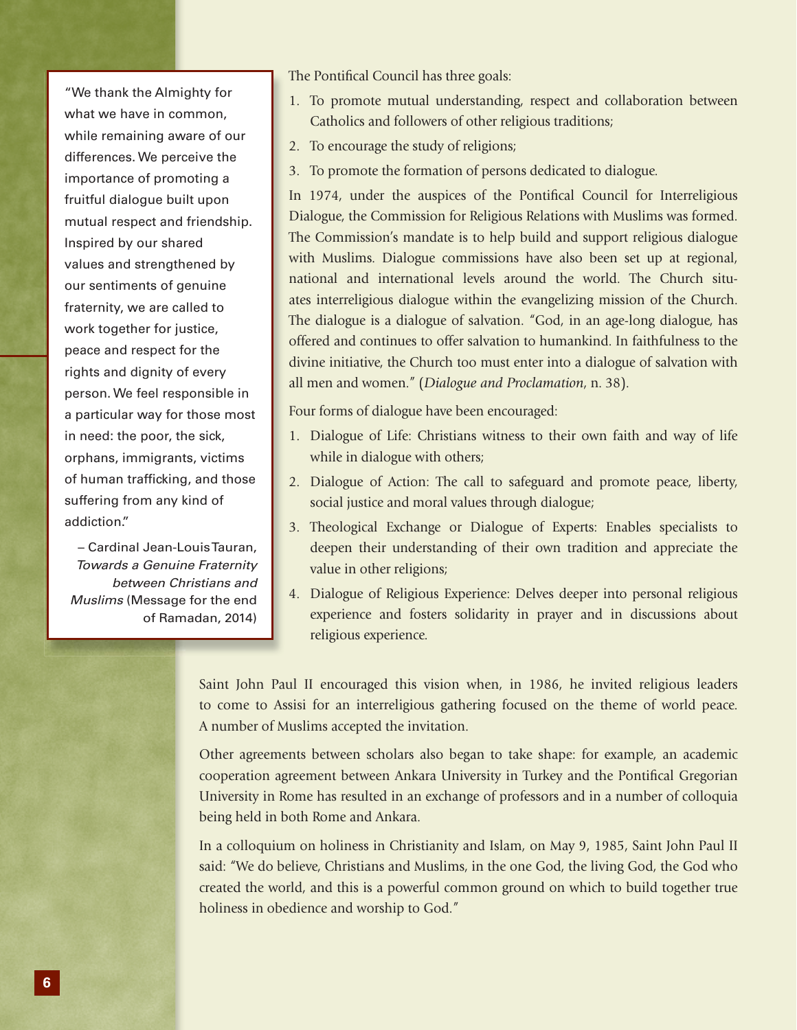> "We thank the Almighty for what we have in common, while remaining aware of our differences. We perceive the importance of promoting a fruitful dialogue built upon mutual respect and friendship. Inspired by our shared values and strengthened by our sentiments of genuine fraternity, we are called to work together for justice, peace and respect for the rights and dignity of every person. We feel responsible in a particular way for those most in need: the poor, the sick, orphans, immigrants, victims of human trafficking, and those suffering from any kind of addiction."
>
> – Cardinal Jean-Louis Tauran, *Towards a Genuine Fraternity between Christians and Muslims* (Message for the end of Ramadan, 2014)

The Pontifical Council has three goals:

1. To promote mutual understanding, respect and collaboration between Catholics and followers of other religious traditions;
2. To encourage the study of religions;
3. To promote the formation of persons dedicated to dialogue.

In 1974, under the auspices of the Pontifical Council for Interreligious Dialogue, the Commission for Religious Relations with Muslims was formed. The Commission's mandate is to help build and support religious dialogue with Muslims. Dialogue commissions have also been set up at regional, national and international levels around the world. The Church situates interreligious dialogue within the evangelizing mission of the Church. The dialogue is a dialogue of salvation. "God, in an age-long dialogue, has offered and continues to offer salvation to humankind. In faithfulness to the divine initiative, the Church too must enter into a dialogue of salvation with all men and women." (*Dialogue and Proclamation*, n. 38).

Four forms of dialogue have been encouraged:

1. Dialogue of Life: Christians witness to their own faith and way of life while in dialogue with others;
2. Dialogue of Action: The call to safeguard and promote peace, liberty, social justice and moral values through dialogue;
3. Theological Exchange or Dialogue of Experts: Enables specialists to deepen their understanding of their own tradition and appreciate the value in other religions;
4. Dialogue of Religious Experience: Delves deeper into personal religious experience and fosters solidarity in prayer and in discussions about religious experience.

Saint John Paul II encouraged this vision when, in 1986, he invited religious leaders to come to Assisi for an interreligious gathering focused on the theme of world peace. A number of Muslims accepted the invitation.

Other agreements between scholars also began to take shape: for example, an academic cooperation agreement between Ankara University in Turkey and the Pontifical Gregorian University in Rome has resulted in an exchange of professors and in a number of colloquia being held in both Rome and Ankara.

In a colloquium on holiness in Christianity and Islam, on May 9, 1985, Saint John Paul II said: "We do believe, Christians and Muslims, in the one God, the living God, the God who created the world, and this is a powerful common ground on which to build together true holiness in obedience and worship to God."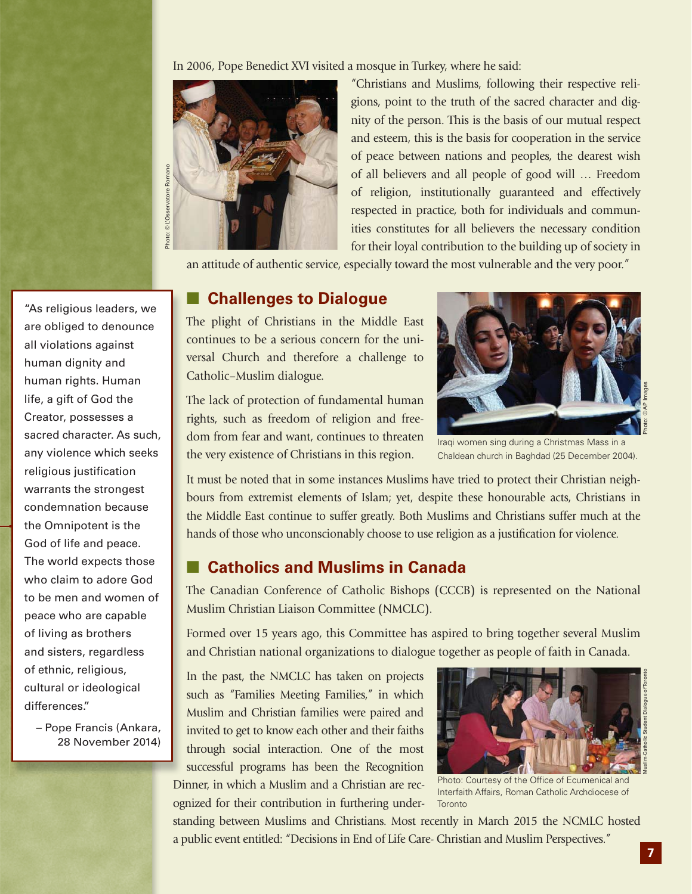In 2006, Pope Benedict XVI visited a mosque in Turkey, where he said:

"Christians and Muslims, following their respective religions, point to the truth of the sacred character and dignity of the person. This is the basis of our mutual respect and esteem, this is the basis for cooperation in the service of peace between nations and peoples, the dearest wish of all believers and all people of good will … Freedom of religion, institutionally guaranteed and effectively respected in practice, both for individuals and communities constitutes for all believers the necessary condition for their loyal contribution to the building up of society in an attitude of authentic service, especially toward the most vulnerable and the very poor."

Photo: © L'Osservatore Romano

> "As religious leaders, we are obliged to denounce all violations against human dignity and human rights. Human life, a gift of God the Creator, possesses a sacred character. As such, any violence which seeks religious justification warrants the strongest condemnation because the Omnipotent is the God of life and peace. The world expects those who claim to adore God to be men and women of peace who are capable of living as brothers and sisters, regardless of ethnic, religious, cultural or ideological differences."
>
> – Pope Francis (Ankara, 28 November 2014)

## Challenges to Dialogue

The plight of Christians in the Middle East continues to be a serious concern for the universal Church and therefore a challenge to Catholic–Muslim dialogue.

The lack of protection of fundamental human rights, such as freedom of religion and freedom from fear and want, continues to threaten the very existence of Christians in this region.

Iraqi women sing during a Christmas Mass in a Chaldean church in Baghdad (25 December 2004).

Photo: © AP Images

It must be noted that in some instances Muslims have tried to protect their Christian neighbours from extremist elements of Islam; yet, despite these honourable acts, Christians in the Middle East continue to suffer greatly. Both Muslims and Christians suffer much at the hands of those who unconscionably choose to use religion as a justification for violence.

## Catholics and Muslims in Canada

The Canadian Conference of Catholic Bishops (CCCB) is represented on the National Muslim Christian Liaison Committee (NMCLC).

Formed over 15 years ago, this Committee has aspired to bring together several Muslim and Christian national organizations to dialogue together as people of faith in Canada.

In the past, the NMCLC has taken on projects such as "Families Meeting Families," in which Muslim and Christian families were paired and invited to get to know each other and their faiths through social interaction. One of the most successful programs has been the Recognition Dinner, in which a Muslim and a Christian are recognized for their contribution in furthering understanding between Muslims and Christians. Most recently in March 2015 the NCMLC hosted a public event entitled: "Decisions in End of Life Care- Christian and Muslim Perspectives."

Muslim-Catholic Student Dialogue of Toronto

Photo: Courtesy of the Office of Ecumenical and Interfaith Affairs, Roman Catholic Archdiocese of Toronto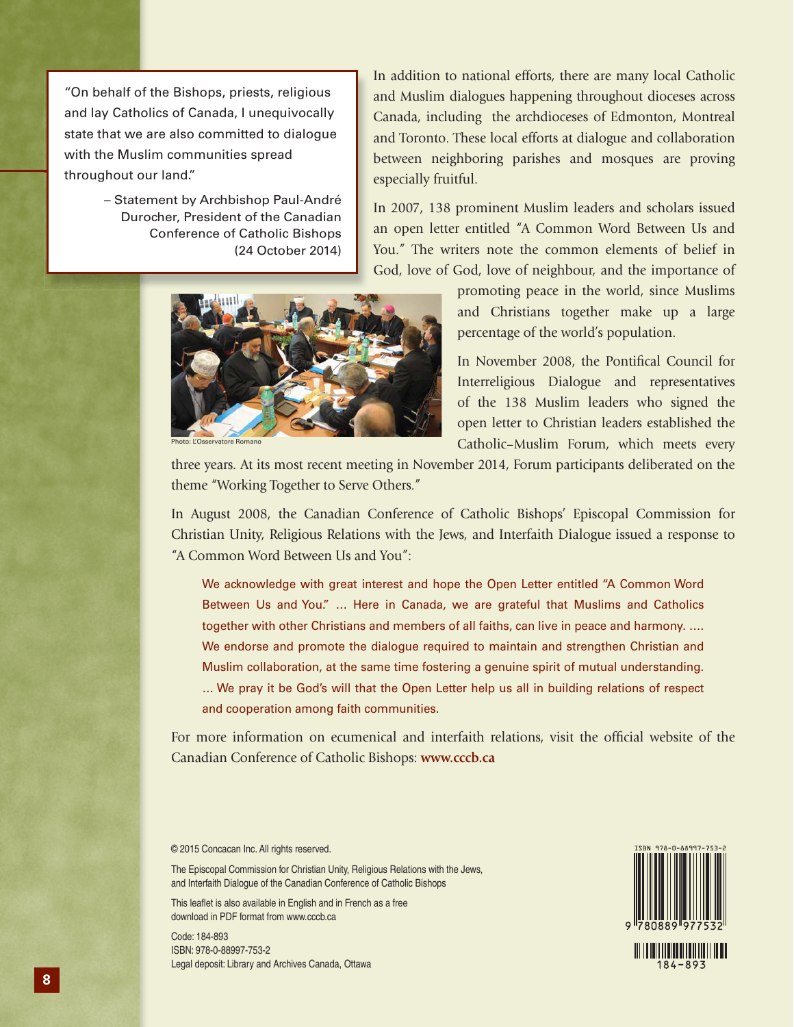"On behalf of the Bishops, priests, religious and lay Catholics of Canada, I unequivocally state that we are also committed to dialogue with the Muslim communities spread throughout our land."

– Statement by Archbishop Paul-André Durocher, President of the Canadian Conference of Catholic Bishops (24 October 2014)

In addition to national efforts, there are many local Catholic and Muslim dialogues happening throughout dioceses across Canada, including the archdioceses of Edmonton, Montreal and Toronto. These local efforts at dialogue and collaboration between neighboring parishes and mosques are proving especially fruitful.

In 2007, 138 prominent Muslim leaders and scholars issued an open letter entitled "A Common Word Between Us and You." The writers note the common elements of belief in God, love of God, love of neighbour, and the importance of promoting peace in the world, since Muslims and Christians together make up a large percentage of the world's population.

Photo: L'Osservatore Romano

In November 2008, the Pontifical Council for Interreligious Dialogue and representatives of the 138 Muslim leaders who signed the open letter to Christian leaders established the Catholic–Muslim Forum, which meets every three years. At its most recent meeting in November 2014, Forum participants deliberated on the theme "Working Together to Serve Others."

In August 2008, the Canadian Conference of Catholic Bishops' Episcopal Commission for Christian Unity, Religious Relations with the Jews, and Interfaith Dialogue issued a response to "A Common Word Between Us and You":

> We acknowledge with great interest and hope the Open Letter entitled "A Common Word Between Us and You." ... Here in Canada, we are grateful that Muslims and Catholics together with other Christians and members of all faiths, can live in peace and harmony. .... We endorse and promote the dialogue required to maintain and strengthen Christian and Muslim collaboration, at the same time fostering a genuine spirit of mutual understanding. ... We pray it be God's will that the Open Letter help us all in building relations of respect and cooperation among faith communities.

For more information on ecumenical and interfaith relations, visit the official website of the Canadian Conference of Catholic Bishops: **www.cccb.ca**

© 2015 Concacan Inc. All rights reserved.

The Episcopal Commission for Christian Unity, Religious Relations with the Jews, and Interfaith Dialogue of the Canadian Conference of Catholic Bishops

This leaflet is also available in English and in French as a free download in PDF format from www.cccb.ca

Code: 184-893
ISBN: 978-0-88997-753-2
Legal deposit: Library and Archives Canada, Ottawa

ISBN 978-0-88997-753-2

9 780889 977532

184-893